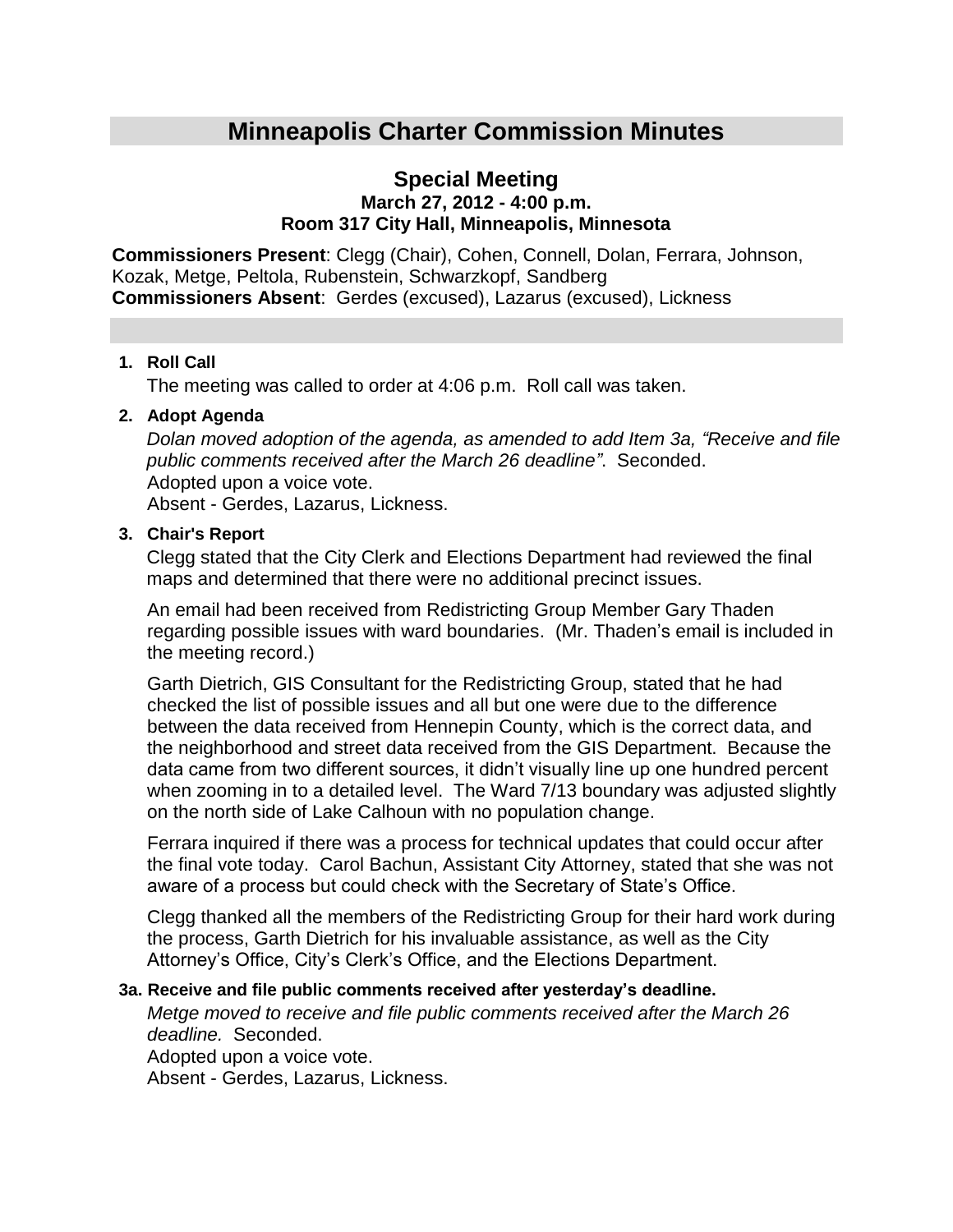# Minneapolis Charter Commission Minutes

## Special Meeting

### March 27, 2012 - 4:00 p.m.

### Room 317 City Hall, Minneapolis, Minnesota

**Commissioners Present**: Clegg (Chair), Cohen, Connell, Dolan, Ferrara, Johnson, Kozak, Metge, Peltola, Rubenstein, Schwarzkopf, Sandberg
**Commissioners Absent**: Gerdes (excused), Lazarus (excused), Lickness

**1. Roll Call**

The meeting was called to order at 4:06 p.m. Roll call was taken.

**2. Adopt Agenda**

*Dolan moved adoption of the agenda, as amended to add Item 3a, "Receive and file public comments received after the March 26 deadline".* Seconded.
Adopted upon a voice vote.
Absent - Gerdes, Lazarus, Lickness.

**3. Chair's Report**

Clegg stated that the City Clerk and Elections Department had reviewed the final maps and determined that there were no additional precinct issues.

An email had been received from Redistricting Group Member Gary Thaden regarding possible issues with ward boundaries. (Mr. Thaden's email is included in the meeting record.)

Garth Dietrich, GIS Consultant for the Redistricting Group, stated that he had checked the list of possible issues and all but one were due to the difference between the data received from Hennepin County, which is the correct data, and the neighborhood and street data received from the GIS Department. Because the data came from two different sources, it didn't visually line up one hundred percent when zooming in to a detailed level. The Ward 7/13 boundary was adjusted slightly on the north side of Lake Calhoun with no population change.

Ferrara inquired if there was a process for technical updates that could occur after the final vote today. Carol Bachun, Assistant City Attorney, stated that she was not aware of a process but could check with the Secretary of State's Office.

Clegg thanked all the members of the Redistricting Group for their hard work during the process, Garth Dietrich for his invaluable assistance, as well as the City Attorney's Office, City's Clerk's Office, and the Elections Department.

**3a. Receive and file public comments received after yesterday's deadline.**

*Metge moved to receive and file public comments received after the March 26 deadline.* Seconded.
Adopted upon a voice vote.
Absent - Gerdes, Lazarus, Lickness.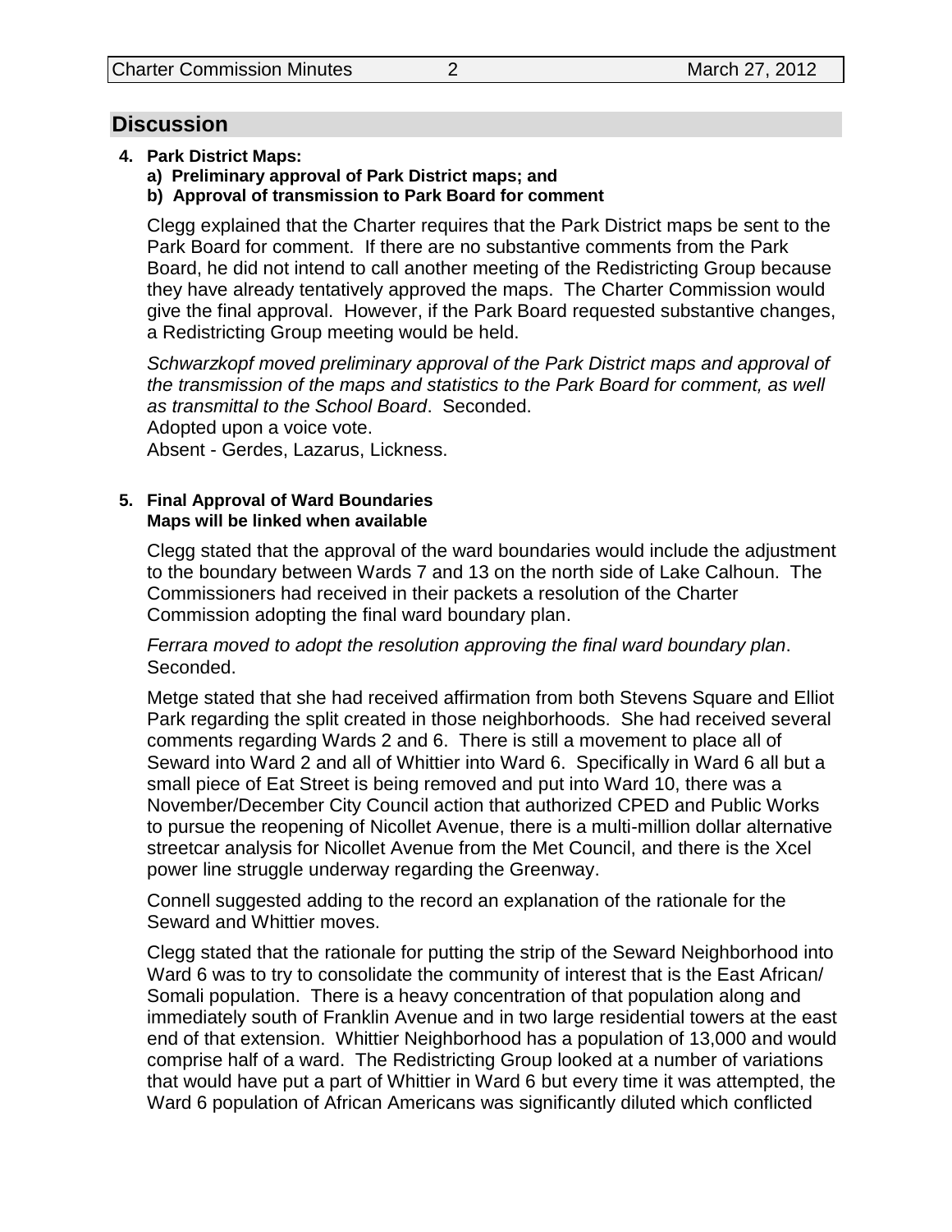## Discussion

**4. Park District Maps:**
**a) Preliminary approval of Park District maps; and**
**b) Approval of transmission to Park Board for comment**

Clegg explained that the Charter requires that the Park District maps be sent to the Park Board for comment. If there are no substantive comments from the Park Board, he did not intend to call another meeting of the Redistricting Group because they have already tentatively approved the maps. The Charter Commission would give the final approval. However, if the Park Board requested substantive changes, a Redistricting Group meeting would be held.

*Schwarzkopf moved preliminary approval of the Park District maps and approval of the transmission of the maps and statistics to the Park Board for comment, as well as transmittal to the School Board*. Seconded.
Adopted upon a voice vote.
Absent - Gerdes, Lazarus, Lickness.

**5. Final Approval of Ward Boundaries**
**Maps will be linked when available**

Clegg stated that the approval of the ward boundaries would include the adjustment to the boundary between Wards 7 and 13 on the north side of Lake Calhoun. The Commissioners had received in their packets a resolution of the Charter Commission adopting the final ward boundary plan.

*Ferrara moved to adopt the resolution approving the final ward boundary plan*. Seconded.

Metge stated that she had received affirmation from both Stevens Square and Elliot Park regarding the split created in those neighborhoods. She had received several comments regarding Wards 2 and 6. There is still a movement to place all of Seward into Ward 2 and all of Whittier into Ward 6. Specifically in Ward 6 all but a small piece of Eat Street is being removed and put into Ward 10, there was a November/December City Council action that authorized CPED and Public Works to pursue the reopening of Nicollet Avenue, there is a multi-million dollar alternative streetcar analysis for Nicollet Avenue from the Met Council, and there is the Xcel power line struggle underway regarding the Greenway.

Connell suggested adding to the record an explanation of the rationale for the Seward and Whittier moves.

Clegg stated that the rationale for putting the strip of the Seward Neighborhood into Ward 6 was to try to consolidate the community of interest that is the East African/ Somali population. There is a heavy concentration of that population along and immediately south of Franklin Avenue and in two large residential towers at the east end of that extension. Whittier Neighborhood has a population of 13,000 and would comprise half of a ward. The Redistricting Group looked at a number of variations that would have put a part of Whittier in Ward 6 but every time it was attempted, the Ward 6 population of African Americans was significantly diluted which conflicted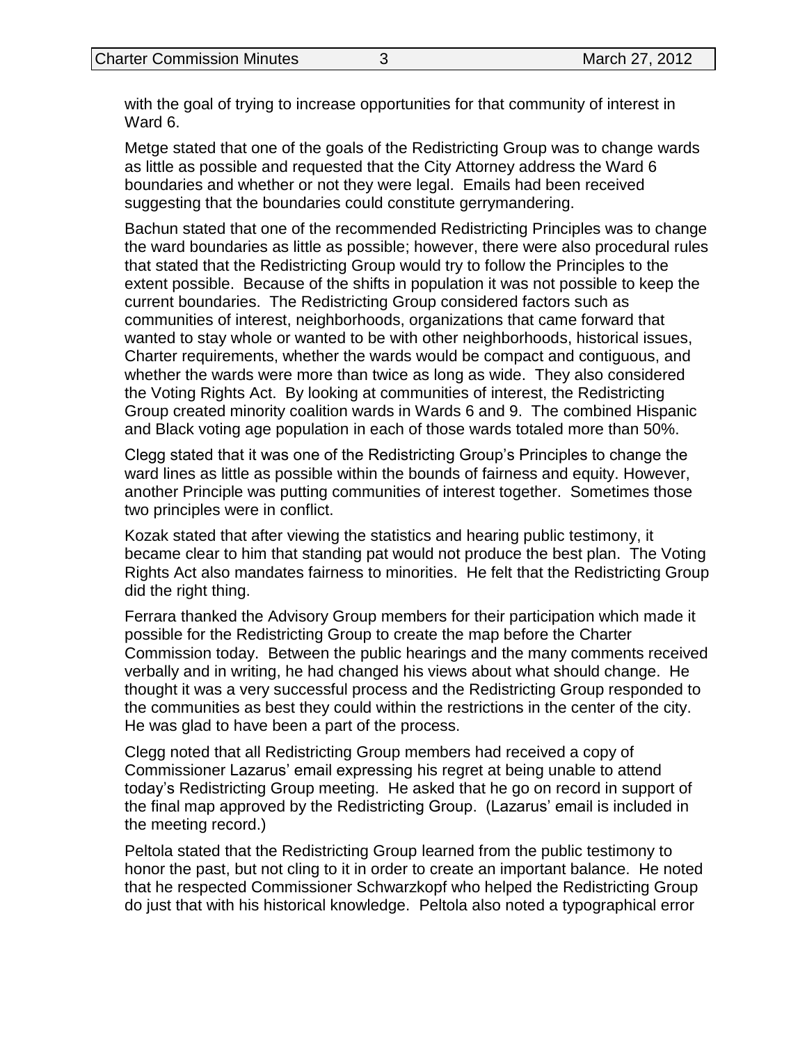with the goal of trying to increase opportunities for that community of interest in Ward 6.

Metge stated that one of the goals of the Redistricting Group was to change wards as little as possible and requested that the City Attorney address the Ward 6 boundaries and whether or not they were legal. Emails had been received suggesting that the boundaries could constitute gerrymandering.

Bachun stated that one of the recommended Redistricting Principles was to change the ward boundaries as little as possible; however, there were also procedural rules that stated that the Redistricting Group would try to follow the Principles to the extent possible. Because of the shifts in population it was not possible to keep the current boundaries. The Redistricting Group considered factors such as communities of interest, neighborhoods, organizations that came forward that wanted to stay whole or wanted to be with other neighborhoods, historical issues, Charter requirements, whether the wards would be compact and contiguous, and whether the wards were more than twice as long as wide. They also considered the Voting Rights Act. By looking at communities of interest, the Redistricting Group created minority coalition wards in Wards 6 and 9. The combined Hispanic and Black voting age population in each of those wards totaled more than 50%.

Clegg stated that it was one of the Redistricting Group's Principles to change the ward lines as little as possible within the bounds of fairness and equity. However, another Principle was putting communities of interest together. Sometimes those two principles were in conflict.

Kozak stated that after viewing the statistics and hearing public testimony, it became clear to him that standing pat would not produce the best plan. The Voting Rights Act also mandates fairness to minorities. He felt that the Redistricting Group did the right thing.

Ferrara thanked the Advisory Group members for their participation which made it possible for the Redistricting Group to create the map before the Charter Commission today. Between the public hearings and the many comments received verbally and in writing, he had changed his views about what should change. He thought it was a very successful process and the Redistricting Group responded to the communities as best they could within the restrictions in the center of the city. He was glad to have been a part of the process.

Clegg noted that all Redistricting Group members had received a copy of Commissioner Lazarus' email expressing his regret at being unable to attend today's Redistricting Group meeting. He asked that he go on record in support of the final map approved by the Redistricting Group. (Lazarus' email is included in the meeting record.)

Peltola stated that the Redistricting Group learned from the public testimony to honor the past, but not cling to it in order to create an important balance. He noted that he respected Commissioner Schwarzkopf who helped the Redistricting Group do just that with his historical knowledge. Peltola also noted a typographical error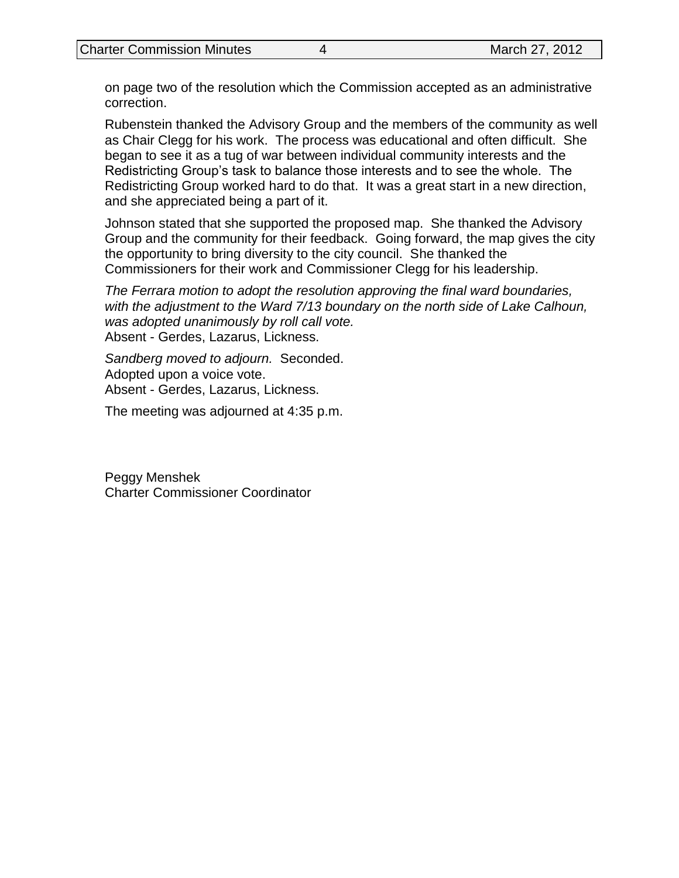on page two of the resolution which the Commission accepted as an administrative correction.

Rubenstein thanked the Advisory Group and the members of the community as well as Chair Clegg for his work. The process was educational and often difficult. She began to see it as a tug of war between individual community interests and the Redistricting Group's task to balance those interests and to see the whole. The Redistricting Group worked hard to do that. It was a great start in a new direction, and she appreciated being a part of it.

Johnson stated that she supported the proposed map. She thanked the Advisory Group and the community for their feedback. Going forward, the map gives the city the opportunity to bring diversity to the city council. She thanked the Commissioners for their work and Commissioner Clegg for his leadership.

*The Ferrara motion to adopt the resolution approving the final ward boundaries, with the adjustment to the Ward 7/13 boundary on the north side of Lake Calhoun, was adopted unanimously by roll call vote.*
Absent - Gerdes, Lazarus, Lickness.

*Sandberg moved to adjourn.* Seconded.
Adopted upon a voice vote.
Absent - Gerdes, Lazarus, Lickness.

The meeting was adjourned at 4:35 p.m.

Peggy Menshek
Charter Commissioner Coordinator